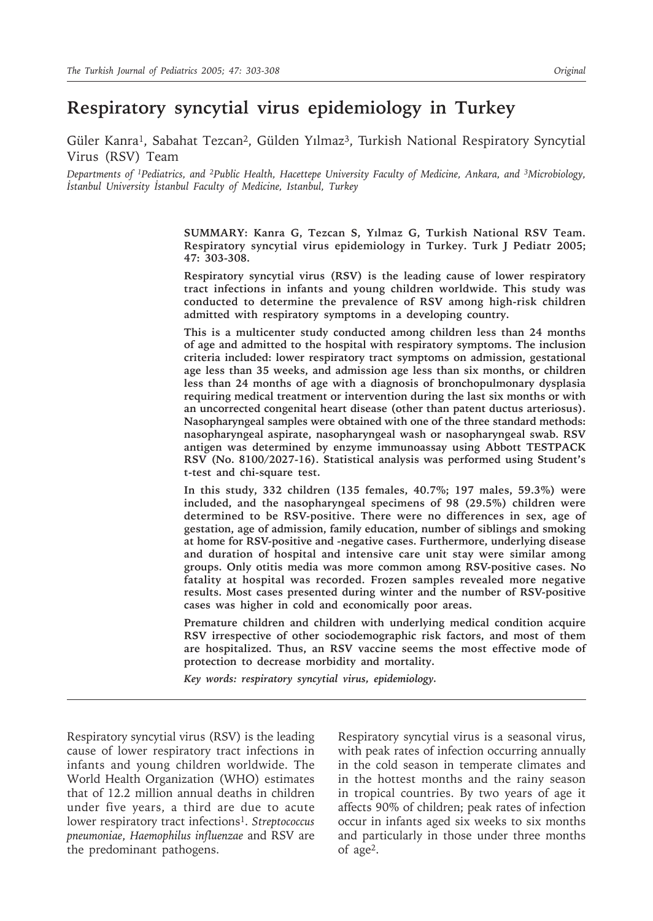# Respiratory syncytial virus epidemiology in Turkey

Güler Kanra[1], Sabahat Tezcan[2], Gülden Yılmaz[3], Turkish National Respiratory Syncytial Virus (RSV) Team

*Departments of [1]Pediatrics, and [2]Public Health, Hacettepe University Faculty of Medicine, Ankara, and [3]Microbiology, İstanbul University İstanbul Faculty of Medicine, Istanbul, Turkey*

**SUMMARY: Kanra G, Tezcan S, Yılmaz G, Turkish National RSV Team. Respiratory syncytial virus epidemiology in Turkey. Turk J Pediatr 2005; 47: 303-308.**

**Respiratory syncytial virus (RSV) is the leading cause of lower respiratory tract infections in infants and young children worldwide. This study was conducted to determine the prevalence of RSV among high-risk children admitted with respiratory symptoms in a developing country.**

**This is a multicenter study conducted among children less than 24 months of age and admitted to the hospital with respiratory symptoms. The inclusion criteria included: lower respiratory tract symptoms on admission, gestational age less than 35 weeks, and admission age less than six months, or children less than 24 months of age with a diagnosis of bronchopulmonary dysplasia requiring medical treatment or intervention during the last six months or with an uncorrected congenital heart disease (other than patent ductus arteriosus). Nasopharyngeal samples were obtained with one of the three standard methods: nasopharyngeal aspirate, nasopharyngeal wash or nasopharyngeal swab. RSV antigen was determined by enzyme immunoassay using Abbott TESTPACK RSV (No. 8100/2027-16). Statistical analysis was performed using Student's t-test and chi-square test.**

**In this study, 332 children (135 females, 40.7%; 197 males, 59.3%) were included, and the nasopharyngeal specimens of 98 (29.5%) children were determined to be RSV-positive. There were no differences in sex, age of gestation, age of admission, family education, number of siblings and smoking at home for RSV-positive and -negative cases. Furthermore, underlying disease and duration of hospital and intensive care unit stay were similar among groups. Only otitis media was more common among RSV-positive cases. No fatality at hospital was recorded. Frozen samples revealed more negative results. Most cases presented during winter and the number of RSV-positive cases was higher in cold and economically poor areas.**

**Premature children and children with underlying medical condition acquire RSV irrespective of other sociodemographic risk factors, and most of them are hospitalized. Thus, an RSV vaccine seems the most effective mode of protection to decrease morbidity and mortality.**

***Key words: respiratory syncytial virus, epidemiology.***

Respiratory syncytial virus (RSV) is the leading cause of lower respiratory tract infections in infants and young children worldwide. The World Health Organization (WHO) estimates that of 12.2 million annual deaths in children under five years, a third are due to acute lower respiratory tract infections[1]. *Streptococcus pneumoniae*, *Haemophilus influenzae* and RSV are the predominant pathogens.

Respiratory syncytial virus is a seasonal virus, with peak rates of infection occurring annually in the cold season in temperate climates and in the hottest months and the rainy season in tropical countries. By two years of age it affects 90% of children; peak rates of infection occur in infants aged six weeks to six months and particularly in those under three months of age[2].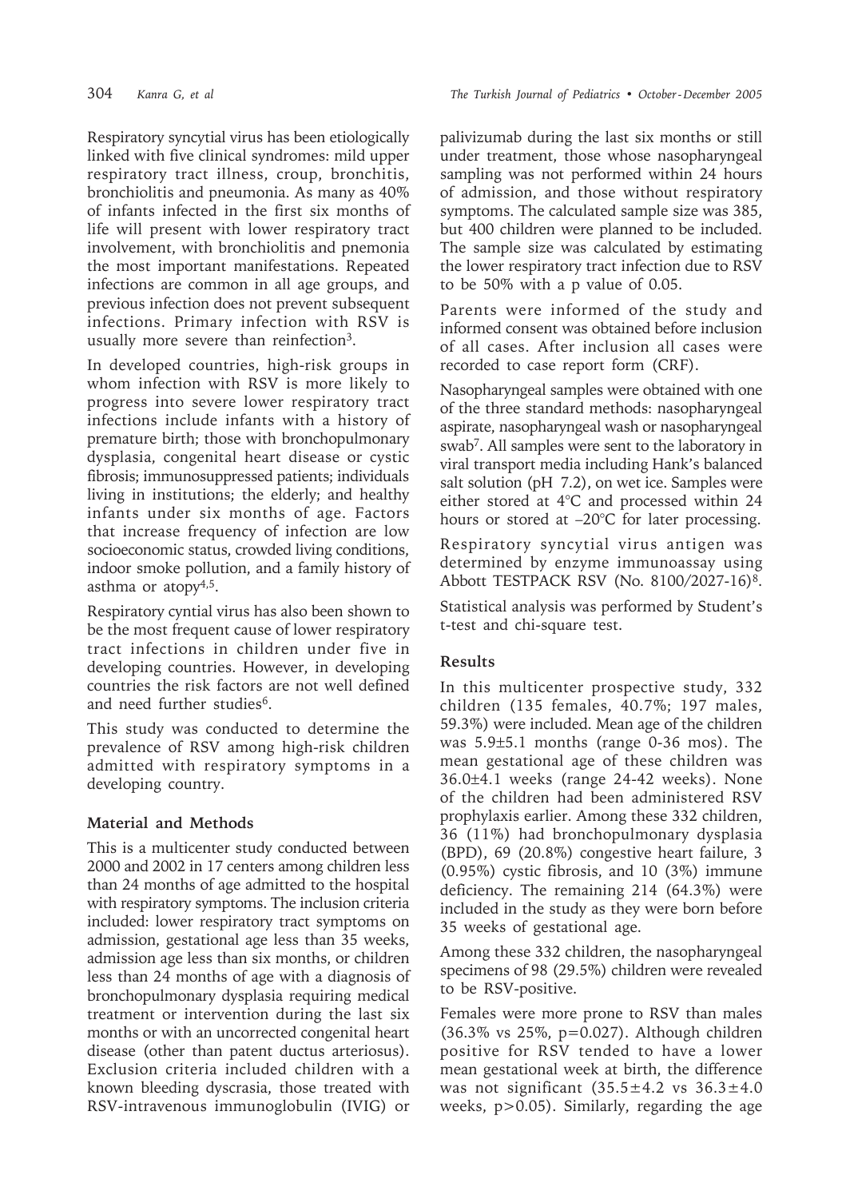Respiratory syncytial virus has been etiologically linked with five clinical syndromes: mild upper respiratory tract illness, croup, bronchitis, bronchiolitis and pneumonia. As many as 40% of infants infected in the first six months of life will present with lower respiratory tract involvement, with bronchiolitis and pnemonia the most important manifestations. Repeated infections are common in all age groups, and previous infection does not prevent subsequent infections. Primary infection with RSV is usually more severe than reinfection[3].

In developed countries, high-risk groups in whom infection with RSV is more likely to progress into severe lower respiratory tract infections include infants with a history of premature birth; those with bronchopulmonary dysplasia, congenital heart disease or cystic fibrosis; immunosuppressed patients; individuals living in institutions; the elderly; and healthy infants under six months of age. Factors that increase frequency of infection are low socioeconomic status, crowded living conditions, indoor smoke pollution, and a family history of asthma or atopy[4,5].

Respiratory cyntial virus has also been shown to be the most frequent cause of lower respiratory tract infections in children under five in developing countries. However, in developing countries the risk factors are not well defined and need further studies[6].

This study was conducted to determine the prevalence of RSV among high-risk children admitted with respiratory symptoms in a developing country.

## Material and Methods

This is a multicenter study conducted between 2000 and 2002 in 17 centers among children less than 24 months of age admitted to the hospital with respiratory symptoms. The inclusion criteria included: lower respiratory tract symptoms on admission, gestational age less than 35 weeks, admission age less than six months, or children less than 24 months of age with a diagnosis of bronchopulmonary dysplasia requiring medical treatment or intervention during the last six months or with an uncorrected congenital heart disease (other than patent ductus arteriosus). Exclusion criteria included children with a known bleeding dyscrasia, those treated with RSV-intravenous immunoglobulin (IVIG) or palivizumab during the last six months or still under treatment, those whose nasopharyngeal sampling was not performed within 24 hours of admission, and those without respiratory symptoms. The calculated sample size was 385, but 400 children were planned to be included. The sample size was calculated by estimating the lower respiratory tract infection due to RSV to be 50% with a p value of 0.05.

Parents were informed of the study and informed consent was obtained before inclusion of all cases. After inclusion all cases were recorded to case report form (CRF).

Nasopharyngeal samples were obtained with one of the three standard methods: nasopharyngeal aspirate, nasopharyngeal wash or nasopharyngeal swab[7]. All samples were sent to the laboratory in viral transport media including Hank's balanced salt solution (pH 7.2), on wet ice. Samples were either stored at 4°C and processed within 24 hours or stored at –20°C for later processing.

Respiratory syncytial virus antigen was determined by enzyme immunoassay using Abbott TESTPACK RSV (No. 8100/2027-16)[8].

Statistical analysis was performed by Student's t-test and chi-square test.

## Results

In this multicenter prospective study, 332 children (135 females, 40.7%; 197 males, 59.3%) were included. Mean age of the children was 5.9±5.1 months (range 0-36 mos). The mean gestational age of these children was 36.0±4.1 weeks (range 24-42 weeks). None of the children had been administered RSV prophylaxis earlier. Among these 332 children, 36 (11%) had bronchopulmonary dysplasia (BPD), 69 (20.8%) congestive heart failure, 3 (0.95%) cystic fibrosis, and 10 (3%) immune deficiency. The remaining 214 (64.3%) were included in the study as they were born before 35 weeks of gestational age.

Among these 332 children, the nasopharyngeal specimens of 98 (29.5%) children were revealed to be RSV-positive.

Females were more prone to RSV than males (36.3% vs 25%, $p=0.027$). Although children positive for RSV tended to have a lower mean gestational week at birth, the difference was not significant (35.5±4.2 vs 36.3±4.0 weeks, $p>0.05$). Similarly, regarding the age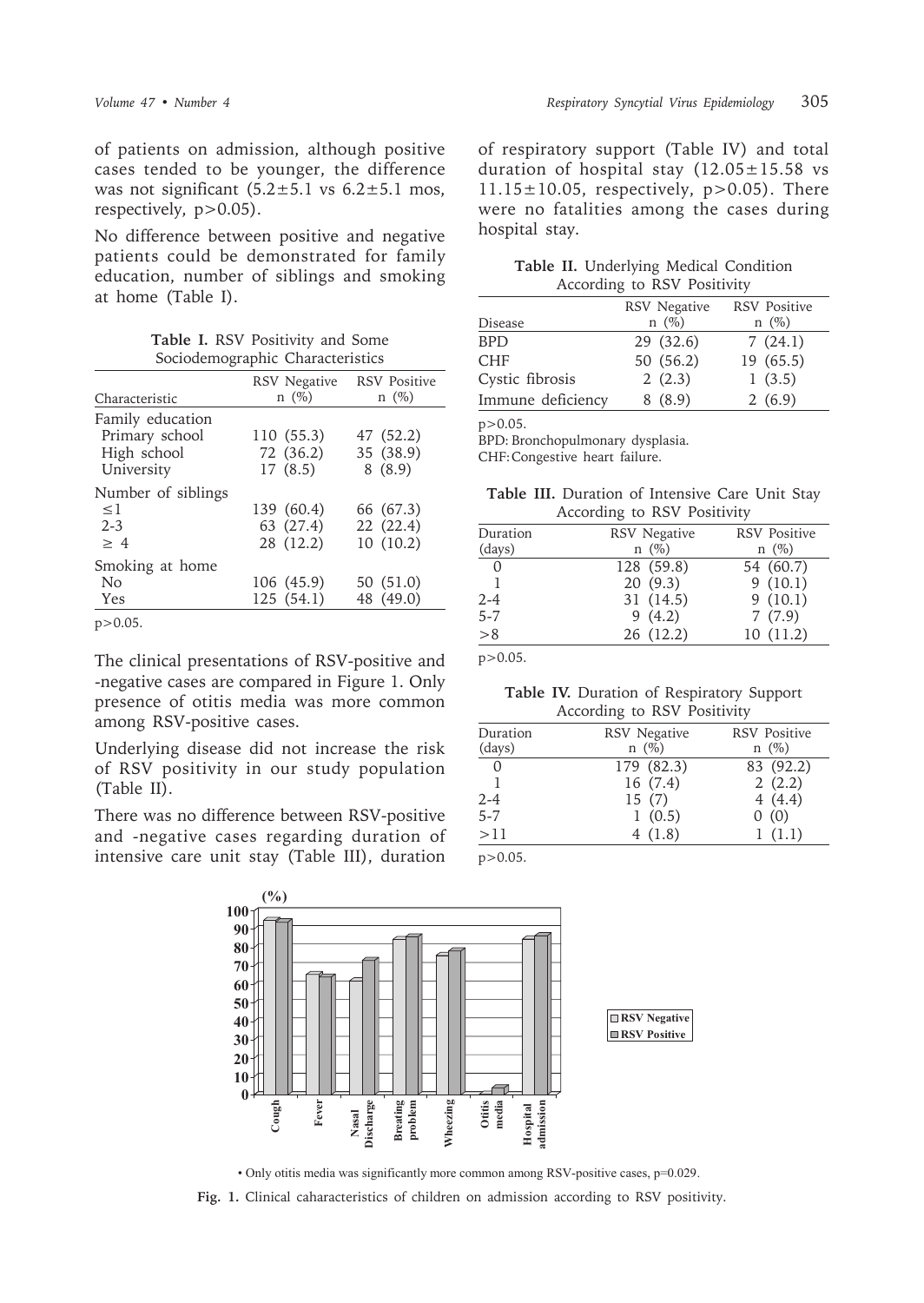of patients on admission, although positive cases tended to be younger, the difference was not significant (5.2±5.1 vs 6.2±5.1 mos, respectively, $p>0.05$).

No difference between positive and negative patients could be demonstrated for family education, number of siblings and smoking at home (Table I).

**Table I.** RSV Positivity and Some Sociodemographic Characteristics

| Characteristic | RSV Negative n (%) | RSV Positive n (%) |
|---|---|---|
| Family education | | |
| Primary school | 110 (55.3) | 47 (52.2) |
| High school | 72 (36.2) | 35 (38.9) |
| University | 17 (8.5) | 8 (8.9) |
| Number of siblings | | |
| ≤1 | 139 (60.4) | 66 (67.3) |
| 2-3 | 63 (27.4) | 22 (22.4) |
| ≥ 4 | 28 (12.2) | 10 (10.2) |
| Smoking at home | | |
| No | 106 (45.9) | 50 (51.0) |
| Yes | 125 (54.1) | 48 (49.0) |

$p>0.05$.

The clinical presentations of RSV-positive and -negative cases are compared in Figure 1. Only presence of otitis media was more common among RSV-positive cases.

Underlying disease did not increase the risk of RSV positivity in our study population (Table II).

There was no difference between RSV-positive and -negative cases regarding duration of intensive care unit stay (Table III), duration of respiratory support (Table IV) and total duration of hospital stay (12.05±15.58 vs 11.15±10.05, respectively, $p>0.05$). There were no fatalities among the cases during hospital stay.

**Table II.** Underlying Medical Condition According to RSV Positivity

| Disease | RSV Negative n (%) | RSV Positive n (%) |
|---|---|---|
| BPD | 29 (32.6) | 7 (24.1) |
| CHF | 50 (56.2) | 19 (65.5) |
| Cystic fibrosis | 2 (2.3) | 1 (3.5) |
| Immune deficiency | 8 (8.9) | 2 (6.9) |

$p>0.05$.
BPD: Bronchopulmonary dysplasia.
CHF: Congestive heart failure.

**Table III.** Duration of Intensive Care Unit Stay According to RSV Positivity

| Duration (days) | RSV Negative n (%) | RSV Positive n (%) |
|---|---|---|
| 0 | 128 (59.8) | 54 (60.7) |
| 1 | 20 (9.3) | 9 (10.1) |
| 2-4 | 31 (14.5) | 9 (10.1) |
| 5-7 | 9 (4.2) | 7 (7.9) |
| >8 | 26 (12.2) | 10 (11.2) |

$p>0.05$.

**Table IV.** Duration of Respiratory Support According to RSV Positivity

| Duration (days) | RSV Negative n (%) | RSV Positive n (%) |
|---|---|---|
| 0 | 179 (82.3) | 83 (92.2) |
| 1 | 16 (7.4) | 2 (2.2) |
| 2-4 | 15 (7) | 4 (4.4) |
| 5-7 | 1 (0.5) | 0 (0) |
| >11 | 4 (1.8) | 1 (1.1) |

$p>0.05$.

• Only otitis media was significantly more common among RSV-positive cases, $p=0.029$.

**Fig. 1.** Clinical caharacteristics of children on admission according to RSV positivity.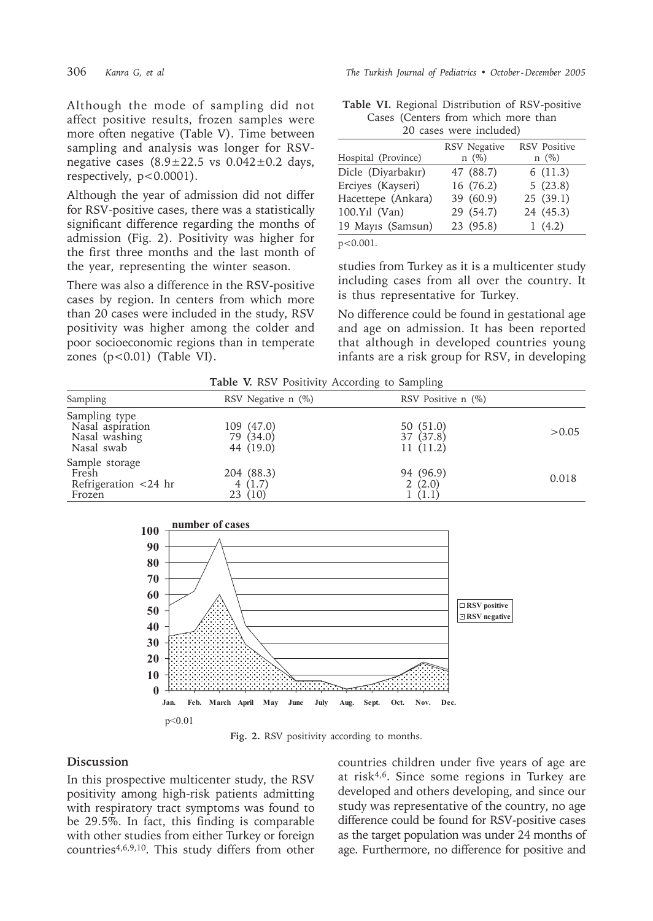Although the mode of sampling did not affect positive results, frozen samples were more often negative (Table V). Time between sampling and analysis was longer for RSV-negative cases (8.9±22.5 vs 0.042±0.2 days, respectively, $p<0.0001$).

Although the year of admission did not differ for RSV-positive cases, there was a statistically significant difference regarding the months of admission (Fig. 2). Positivity was higher for the first three months and the last month of the year, representing the winter season.

There was also a difference in the RSV-positive cases by region. In centers from which more than 20 cases were included in the study, RSV positivity was higher among the colder and poor socioeconomic regions than in temperate zones ($p<0.01$) (Table VI).

**Table VI.** Regional Distribution of RSV-positive Cases (Centers from which more than 20 cases were included)

| Hospital (Province) | RSV Negative n (%) | RSV Positive n (%) |
|---|---|---|
| Dicle (Diyarbakır) | 47 (88.7) | 6 (11.3) |
| Erciyes (Kayseri) | 16 (76.2) | 5 (23.8) |
| Hacettepe (Ankara) | 39 (60.9) | 25 (39.1) |
| 100.Yıl (Van) | 29 (54.7) | 24 (45.3) |
| 19 Mayıs (Samsun) | 23 (95.8) | 1 (4.2) |

$p<0.001$.

**Table V.** RSV Positivity According to Sampling

| Sampling | RSV Negative n (%) | RSV Positive n (%) | |
|---|---|---|---|
| Sampling type | | | |
| Nasal aspiration | 109 (47.0) | 50 (51.0) | >0.05 |
| Nasal washing | 79 (34.0) | 37 (37.8) | |
| Nasal swab | 44 (19.0) | 11 (11.2) | |
| Sample storage | | | |
| Fresh | 204 (88.3) | 94 (96.9) | 0.018 |
| Refrigeration <24 hr | 4 (1.7) | 2 (2.0) | |
| Frozen | 23 (10) | 1 (1.1) | |

$p<0.01$

**Fig. 2.** RSV positivity according to months.

## Discussion

In this prospective multicenter study, the RSV positivity among high-risk patients admitting with respiratory tract symptoms was found to be 29.5%. In fact, this finding is comparable with other studies from either Turkey or foreign countries[4,6,9,10]. This study differs from other studies from Turkey as it is a multicenter study including cases from all over the country. It is thus representative for Turkey.

No difference could be found in gestational age and age on admission. It has been reported that although in developed countries young infants are a risk group for RSV, in developing countries children under five years of age are at risk[4,6]. Since some regions in Turkey are developed and others developing, and since our study was representative of the country, no age difference could be found for RSV-positive cases as the target population was under 24 months of age. Furthermore, no difference for positive and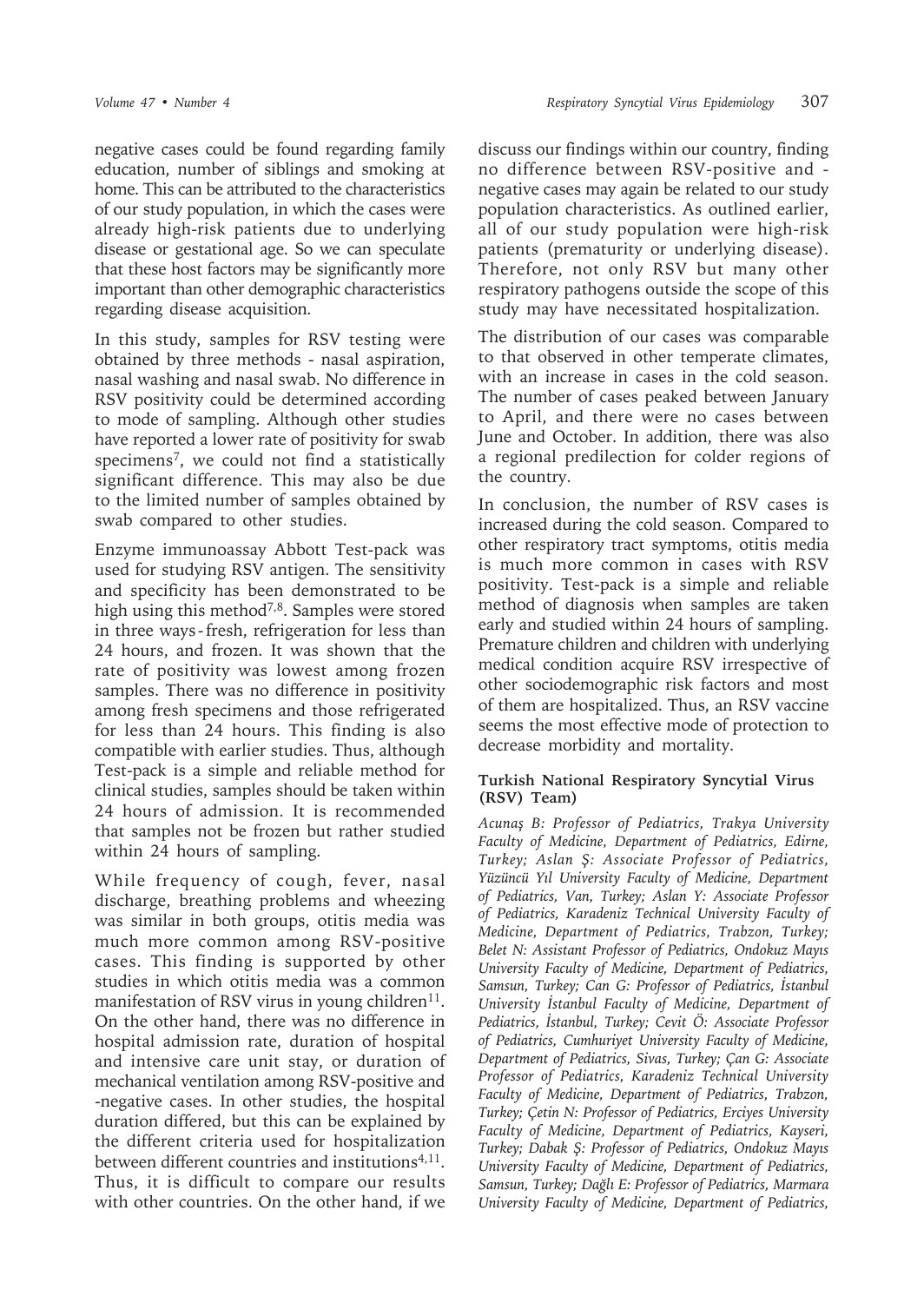negative cases could be found regarding family education, number of siblings and smoking at home. This can be attributed to the characteristics of our study population, in which the cases were already high-risk patients due to underlying disease or gestational age. So we can speculate that these host factors may be significantly more important than other demographic characteristics regarding disease acquisition.

In this study, samples for RSV testing were obtained by three methods - nasal aspiration, nasal washing and nasal swab. No difference in RSV positivity could be determined according to mode of sampling. Although other studies have reported a lower rate of positivity for swab specimens[7], we could not find a statistically significant difference. This may also be due to the limited number of samples obtained by swab compared to other studies.

Enzyme immunoassay Abbott Test-pack was used for studying RSV antigen. The sensitivity and specificity has been demonstrated to be high using this method[7,8]. Samples were stored in three ways - fresh, refrigeration for less than 24 hours, and frozen. It was shown that the rate of positivity was lowest among frozen samples. There was no difference in positivity among fresh specimens and those refrigerated for less than 24 hours. This finding is also compatible with earlier studies. Thus, although Test-pack is a simple and reliable method for clinical studies, samples should be taken within 24 hours of admission. It is recommended that samples not be frozen but rather studied within 24 hours of sampling.

While frequency of cough, fever, nasal discharge, breathing problems and wheezing was similar in both groups, otitis media was much more common among RSV-positive cases. This finding is supported by other studies in which otitis media was a common manifestation of RSV virus in young children[11]. On the other hand, there was no difference in hospital admission rate, duration of hospital and intensive care unit stay, or duration of mechanical ventilation among RSV-positive and -negative cases. In other studies, the hospital duration differed, but this can be explained by the different criteria used for hospitalization between different countries and institutions[4,11]. Thus, it is difficult to compare our results with other countries. On the other hand, if we discuss our findings within our country, finding no difference between RSV-positive and -negative cases may again be related to our study population characteristics. As outlined earlier, all of our study population were high-risk patients (prematurity or underlying disease). Therefore, not only RSV but many other respiratory pathogens outside the scope of this study may have necessitated hospitalization.

The distribution of our cases was comparable to that observed in other temperate climates, with an increase in cases in the cold season. The number of cases peaked between January to April, and there were no cases between June and October. In addition, there was also a regional predilection for colder regions of the country.

In conclusion, the number of RSV cases is increased during the cold season. Compared to other respiratory tract symptoms, otitis media is much more common in cases with RSV positivity. Test-pack is a simple and reliable method of diagnosis when samples are taken early and studied within 24 hours of sampling. Premature children and children with underlying medical condition acquire RSV irrespective of other sociodemographic risk factors and most of them are hospitalized. Thus, an RSV vaccine seems the most effective mode of protection to decrease morbidity and mortality.

#### Turkish National Respiratory Syncytial Virus (RSV) Team)

*Acunaş B: Professor of Pediatrics, Trakya University Faculty of Medicine, Department of Pediatrics, Edirne, Turkey; Aslan Ş: Associate Professor of Pediatrics, Yüzüncü Yıl University Faculty of Medicine, Department of Pediatrics, Van, Turkey; Aslan Y: Associate Professor of Pediatrics, Karadeniz Technical University Faculty of Medicine, Department of Pediatrics, Trabzon, Turkey; Belet N: Assistant Professor of Pediatrics, Ondokuz Mayıs University Faculty of Medicine, Department of Pediatrics, Samsun, Turkey; Can G: Professor of Pediatrics, İstanbul University İstanbul Faculty of Medicine, Department of Pediatrics, İstanbul, Turkey; Cevit Ö: Associate Professor of Pediatrics, Cumhuriyet University Faculty of Medicine, Department of Pediatrics, Sivas, Turkey; Çan G: Associate Professor of Pediatrics, Karadeniz Technical University Faculty of Medicine, Department of Pediatrics, Trabzon, Turkey; Çetin N: Professor of Pediatrics, Erciyes University Faculty of Medicine, Department of Pediatrics, Kayseri, Turkey; Dabak Ş: Professor of Pediatrics, Ondokuz Mayıs University Faculty of Medicine, Department of Pediatrics, Samsun, Turkey; Dağlı E: Professor of Pediatrics, Marmara University Faculty of Medicine, Department of Pediatrics,*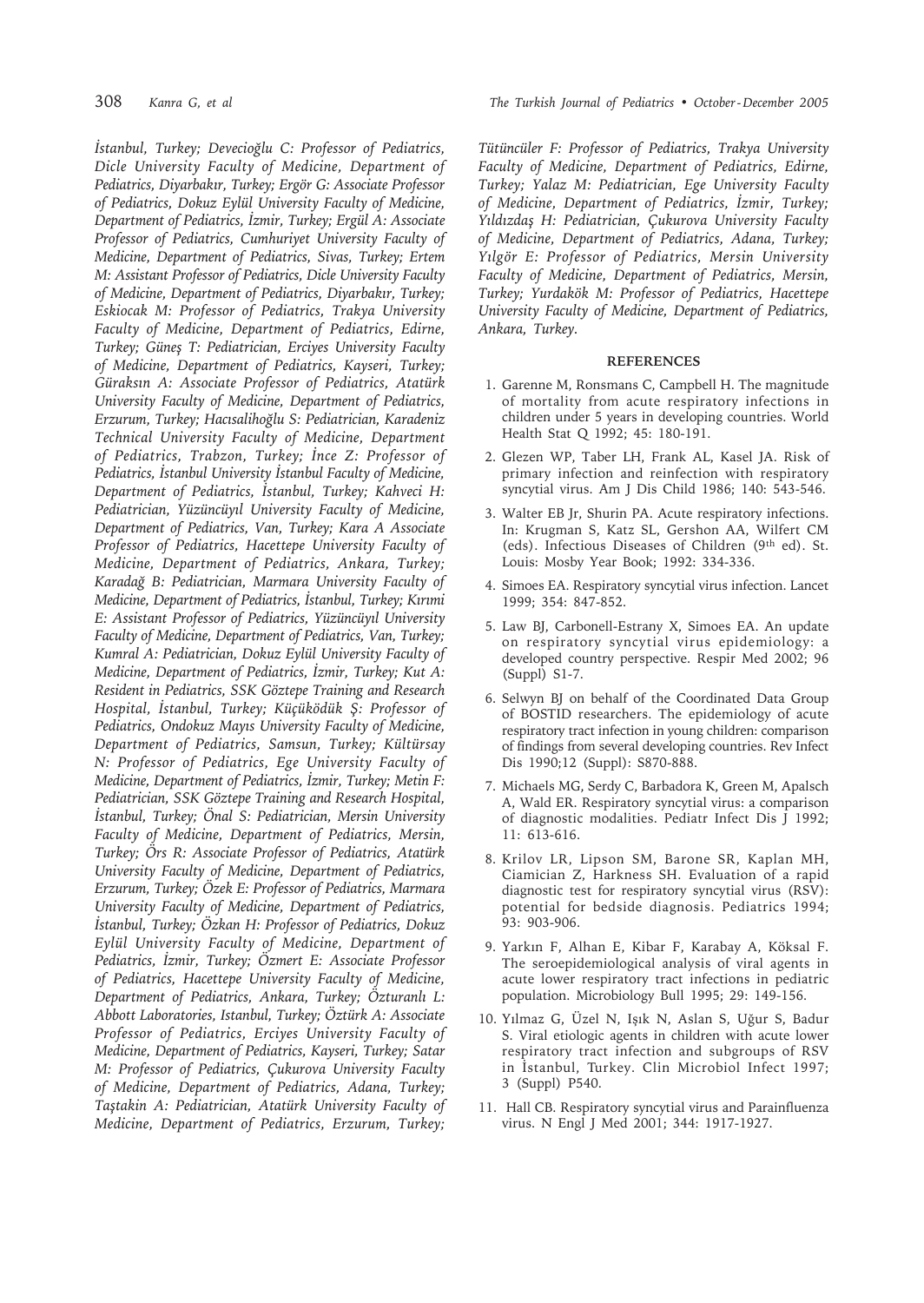*İstanbul, Turkey; Devecioğlu C: Professor of Pediatrics, Dicle University Faculty of Medicine, Department of Pediatrics, Diyarbakır, Turkey; Ergör G: Associate Professor of Pediatrics, Dokuz Eylül University Faculty of Medicine, Department of Pediatrics, İzmir, Turkey; Ergül A: Associate Professor of Pediatrics, Cumhuriyet University Faculty of Medicine, Department of Pediatrics, Sivas, Turkey; Ertem M: Assistant Professor of Pediatrics, Dicle University Faculty of Medicine, Department of Pediatrics, Diyarbakır, Turkey; Eskiocak M: Professor of Pediatrics, Trakya University Faculty of Medicine, Department of Pediatrics, Edirne, Turkey; Güneş T: Pediatrician, Erciyes University Faculty of Medicine, Department of Pediatrics, Kayseri, Turkey; Güraksın A: Associate Professor of Pediatrics, Atatürk University Faculty of Medicine, Department of Pediatrics, Erzurum, Turkey; Hacısalihoğlu S: Pediatrician, Karadeniz Technical University Faculty of Medicine, Department of Pediatrics, Trabzon, Turkey; İnce Z: Professor of Pediatrics, İstanbul University İstanbul Faculty of Medicine, Department of Pediatrics, İstanbul, Turkey; Kahveci H: Pediatrician, Yüzüncüyıl University Faculty of Medicine, Department of Pediatrics, Van, Turkey; Kara A Associate Professor of Pediatrics, Hacettepe University Faculty of Medicine, Department of Pediatrics, Ankara, Turkey; Karadağ B: Pediatrician, Marmara University Faculty of Medicine, Department of Pediatrics, İstanbul, Turkey; Kırımi E: Assistant Professor of Pediatrics, Yüzüncüyıl University Faculty of Medicine, Department of Pediatrics, Van, Turkey; Kumral A: Pediatrician, Dokuz Eylül University Faculty of Medicine, Department of Pediatrics, İzmir, Turkey; Kut A: Resident in Pediatrics, SSK Göztepe Training and Research Hospital, İstanbul, Turkey; Küçüködük Ş: Professor of Pediatrics, Ondokuz Mayıs University Faculty of Medicine, Department of Pediatrics, Samsun, Turkey; Kültürsay N: Professor of Pediatrics, Ege University Faculty of Medicine, Department of Pediatrics, İzmir, Turkey; Metin F: Pediatrician, SSK Göztepe Training and Research Hospital, İstanbul, Turkey; Önal S: Pediatrician, Mersin University Faculty of Medicine, Department of Pediatrics, Mersin, Turkey; Örs R: Associate Professor of Pediatrics, Atatürk University Faculty of Medicine, Department of Pediatrics, Erzurum, Turkey; Özek E: Professor of Pediatrics, Marmara University Faculty of Medicine, Department of Pediatrics, İstanbul, Turkey; Özkan H: Professor of Pediatrics, Dokuz Eylül University Faculty of Medicine, Department of Pediatrics, İzmir, Turkey; Özmert E: Associate Professor of Pediatrics, Hacettepe University Faculty of Medicine, Department of Pediatrics, Ankara, Turkey; Özturanlı L: Abbott Laboratories, Istanbul, Turkey; Öztürk A: Associate Professor of Pediatrics, Erciyes University Faculty of Medicine, Department of Pediatrics, Kayseri, Turkey; Satar M: Professor of Pediatrics, Çukurova University Faculty of Medicine, Department of Pediatrics, Adana, Turkey; Taştakin A: Pediatrician, Atatürk University Faculty of Medicine, Department of Pediatrics, Erzurum, Turkey; Tütüncüler F: Professor of Pediatrics, Trakya University Faculty of Medicine, Department of Pediatrics, Edirne, Turkey; Yalaz M: Pediatrician, Ege University Faculty of Medicine, Department of Pediatrics, İzmir, Turkey; Yıldızdaş H: Pediatrician, Çukurova University Faculty of Medicine, Department of Pediatrics, Adana, Turkey; Yılgör E: Professor of Pediatrics, Mersin University Faculty of Medicine, Department of Pediatrics, Mersin, Turkey; Yurdakök M: Professor of Pediatrics, Hacettepe University Faculty of Medicine, Department of Pediatrics, Ankara, Turkey.*

## REFERENCES

1. Garenne M, Ronsmans C, Campbell H. The magnitude of mortality from acute respiratory infections in children under 5 years in developing countries. World Health Stat Q 1992; 45: 180-191.
2. Glezen WP, Taber LH, Frank AL, Kasel JA. Risk of primary infection and reinfection with respiratory syncytial virus. Am J Dis Child 1986; 140: 543-546.
3. Walter EB Jr, Shurin PA. Acute respiratory infections. In: Krugman S, Katz SL, Gershon AA, Wilfert CM (eds). Infectious Diseases of Children (9th ed). St. Louis: Mosby Year Book; 1992: 334-336.
4. Simoes EA. Respiratory syncytial virus infection. Lancet 1999; 354: 847-852.
5. Law BJ, Carbonell-Estrany X, Simoes EA. An update on respiratory syncytial virus epidemiology: a developed country perspective. Respir Med 2002; 96 (Suppl) S1-7.
6. Selwyn BJ on behalf of the Coordinated Data Group of BOSTID researchers. The epidemiology of acute respiratory tract infection in young children: comparison of findings from several developing countries. Rev Infect Dis 1990;12 (Suppl): S870-888.
7. Michaels MG, Serdy C, Barbadora K, Green M, Apalsch A, Wald ER. Respiratory syncytial virus: a comparison of diagnostic modalities. Pediatr Infect Dis J 1992; 11: 613-616.
8. Krilov LR, Lipson SM, Barone SR, Kaplan MH, Ciamician Z, Harkness SH. Evaluation of a rapid diagnostic test for respiratory syncytial virus (RSV): potential for bedside diagnosis. Pediatrics 1994; 93: 903-906.
9. Yarkın F, Alhan E, Kibar F, Karabay A, Köksal F. The seroepidemiological analysis of viral agents in acute lower respiratory tract infections in pediatric population. Microbiology Bull 1995; 29: 149-156.
10. Yılmaz G, Üzel N, Işık N, Aslan S, Uğur S, Badur S. Viral etiologic agents in children with acute lower respiratory tract infection and subgroups of RSV in İstanbul, Turkey. Clin Microbiol Infect 1997; 3 (Suppl) P540.
11. Hall CB. Respiratory syncytial virus and Parainfluenza virus. N Engl J Med 2001; 344: 1917-1927.